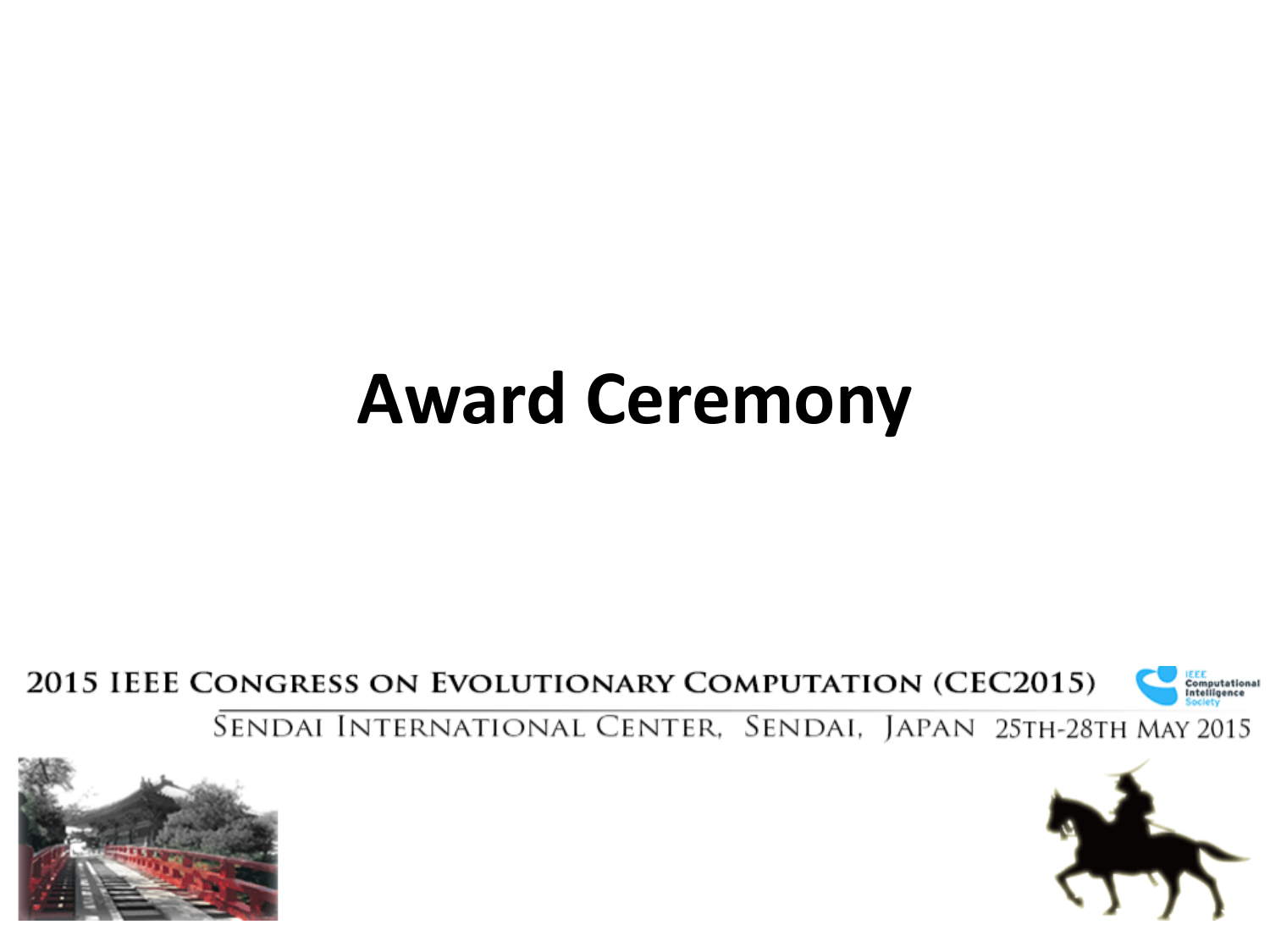# Award Ceremony

2015 IEEE Congress on Evolutionary Computation (CEC2015)

Sendai International Center, Sendai, Japan 25th-28th May 2015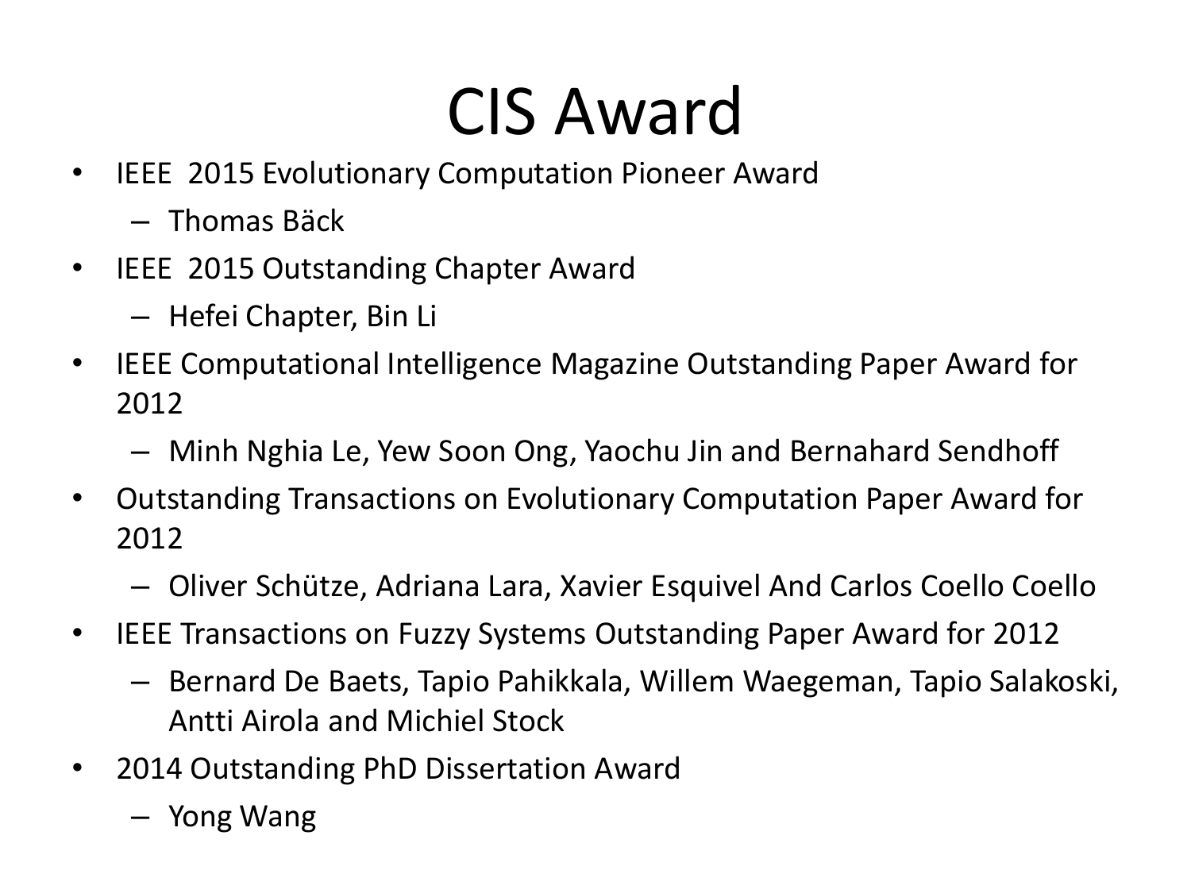# CIS Award

- IEEE 2015 Evolutionary Computation Pioneer Award
  - Thomas Bäck
- IEEE 2015 Outstanding Chapter Award
  - Hefei Chapter, Bin Li
- IEEE Computational Intelligence Magazine Outstanding Paper Award for 2012
  - Minh Nghia Le, Yew Soon Ong, Yaochu Jin and Bernahard Sendhoff
- Outstanding Transactions on Evolutionary Computation Paper Award for 2012
  - Oliver Schütze, Adriana Lara, Xavier Esquivel And Carlos Coello Coello
- IEEE Transactions on Fuzzy Systems Outstanding Paper Award for 2012
  - Bernard De Baets, Tapio Pahikkala, Willem Waegeman, Tapio Salakoski, Antti Airola and Michiel Stock
- 2014 Outstanding PhD Dissertation Award
  - Yong Wang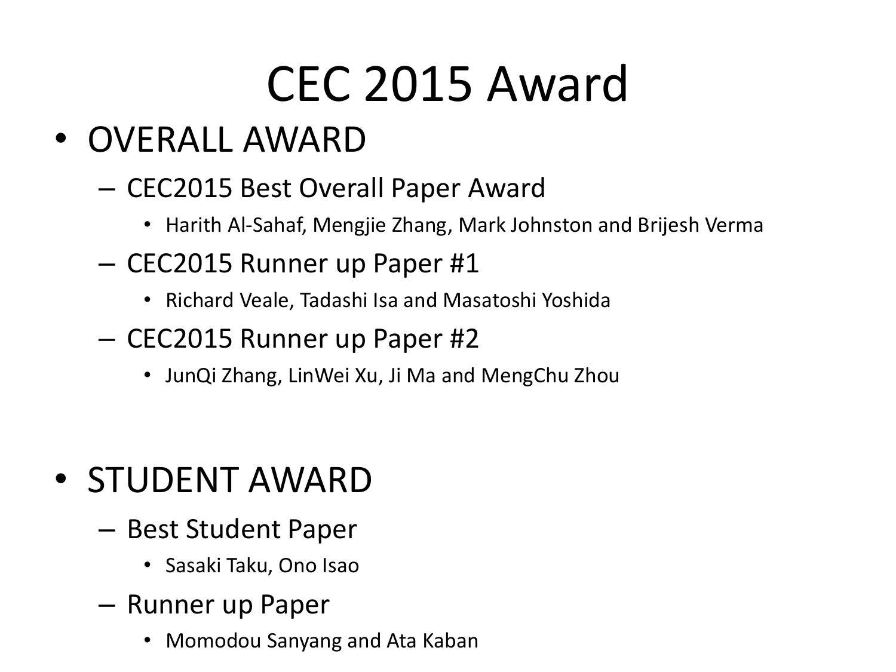# CEC 2015 Award

- OVERALL AWARD
  - CEC2015 Best Overall Paper Award
    - Harith Al-Sahaf, Mengjie Zhang, Mark Johnston and Brijesh Verma
  - CEC2015 Runner up Paper #1
    - Richard Veale, Tadashi Isa and Masatoshi Yoshida
  - CEC2015 Runner up Paper #2
    - JunQi Zhang, LinWei Xu, Ji Ma and MengChu Zhou

- STUDENT AWARD
  - Best Student Paper
    - Sasaki Taku, Ono Isao
  - Runner up Paper
    - Momodou Sanyang and Ata Kaban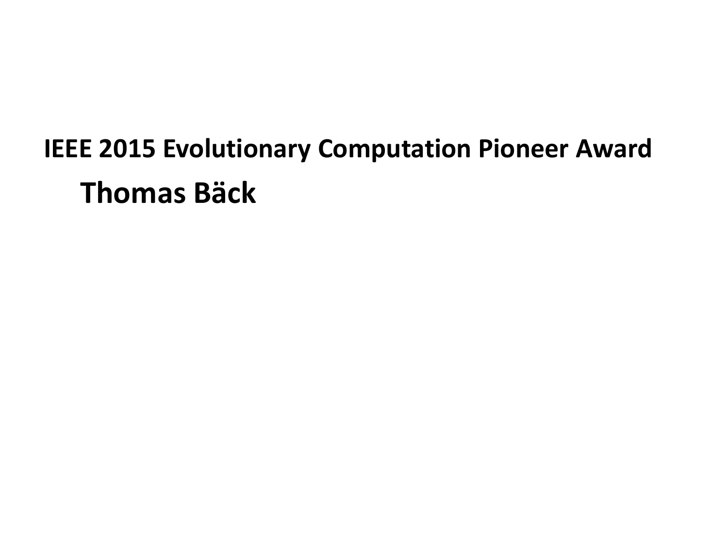**IEEE 2015 Evolutionary Computation Pioneer Award**

**Thomas Bäck**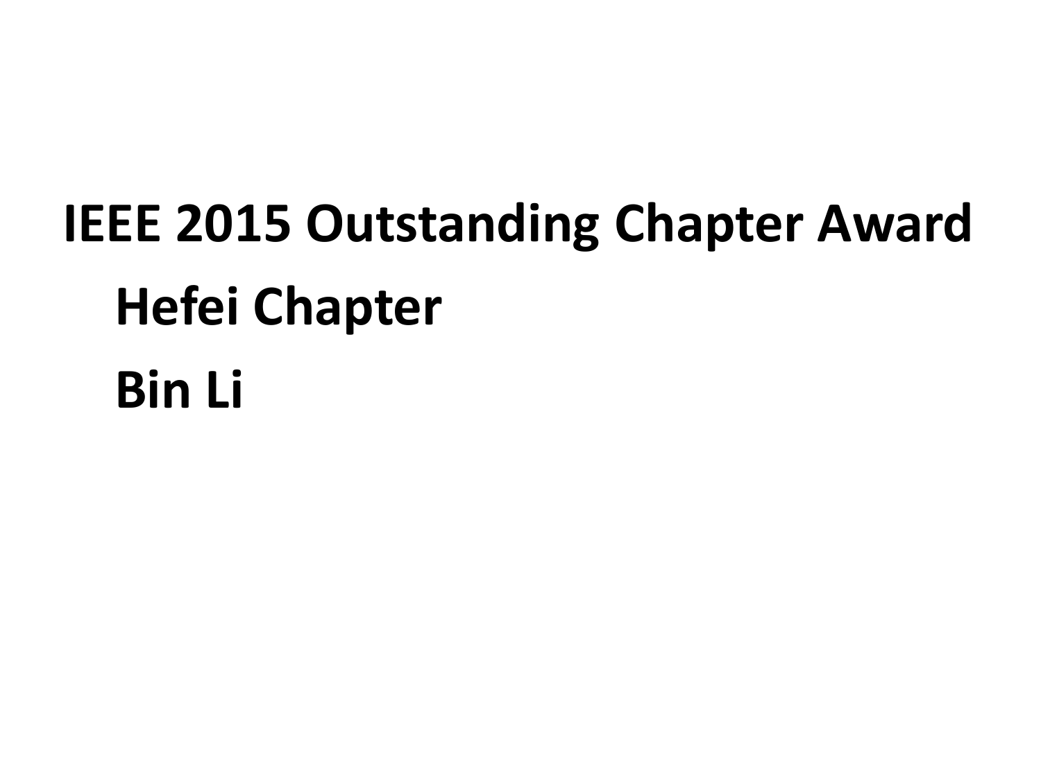**IEEE 2015 Outstanding Chapter Award**

**Hefei Chapter**

**Bin Li**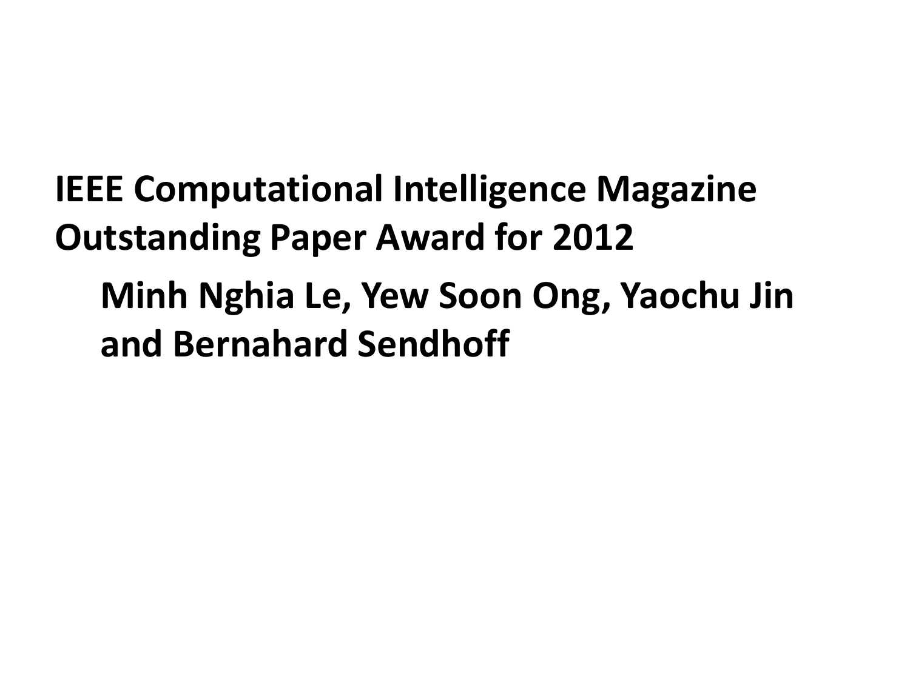- **IEEE Computational Intelligence Magazine Outstanding Paper Award for 2012**
  - **Minh Nghia Le, Yew Soon Ong, Yaochu Jin and Bernahard Sendhoff**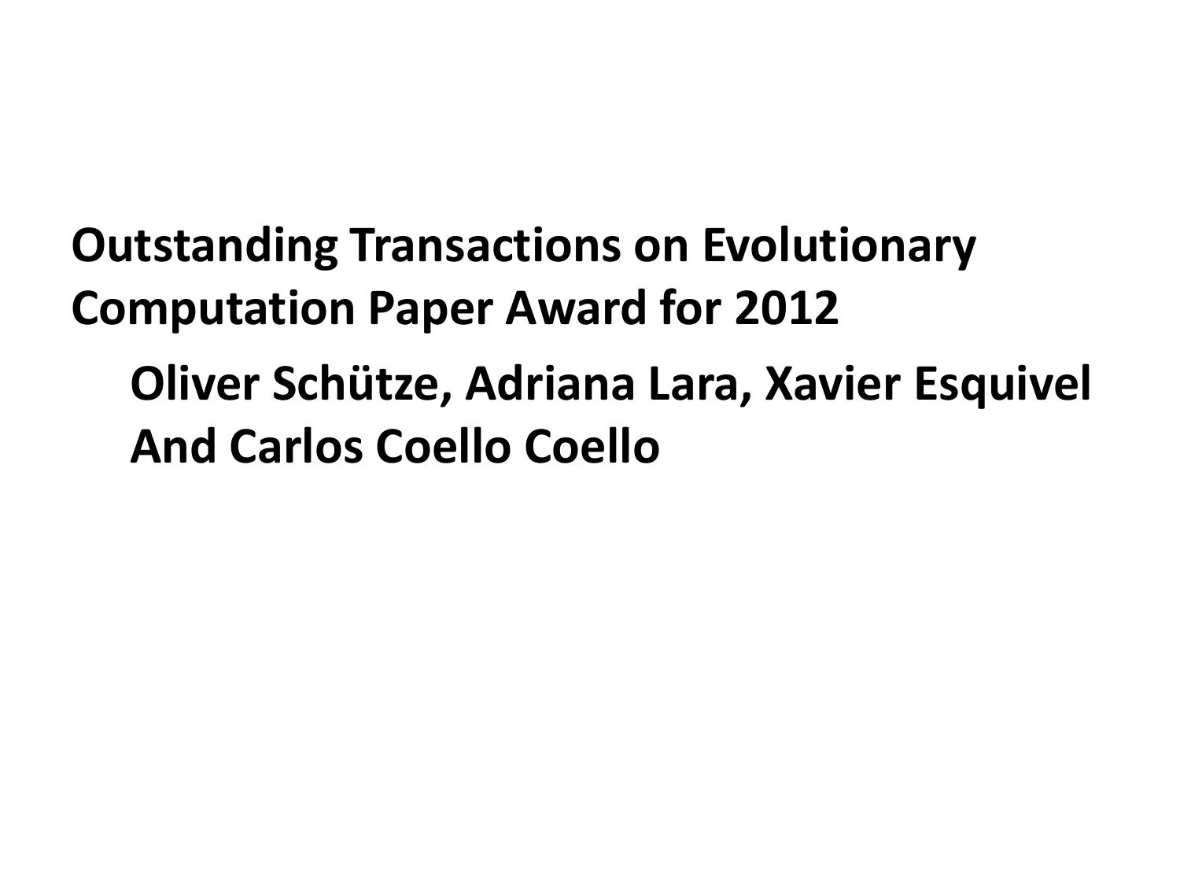**Outstanding Transactions on Evolutionary Computation Paper Award for 2012**

**Oliver Schütze, Adriana Lara, Xavier Esquivel And Carlos Coello Coello**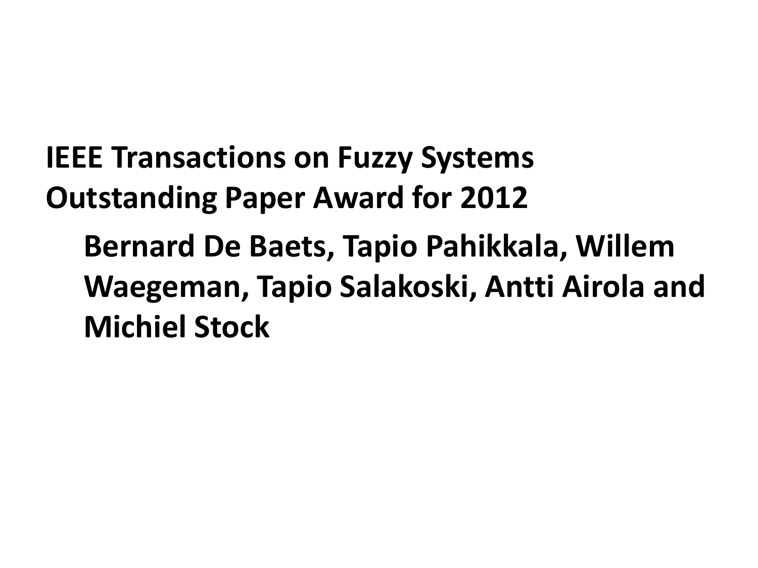**IEEE Transactions on Fuzzy Systems Outstanding Paper Award for 2012**

**Bernard De Baets, Tapio Pahikkala, Willem Waegeman, Tapio Salakoski, Antti Airola and Michiel Stock**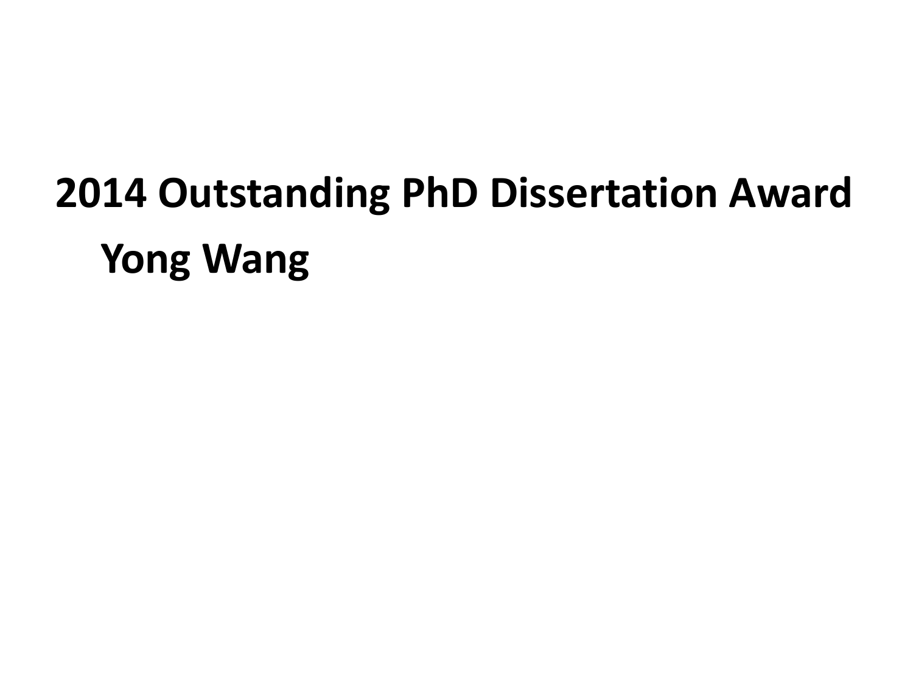# 2014 Outstanding PhD Dissertation Award

## Yong Wang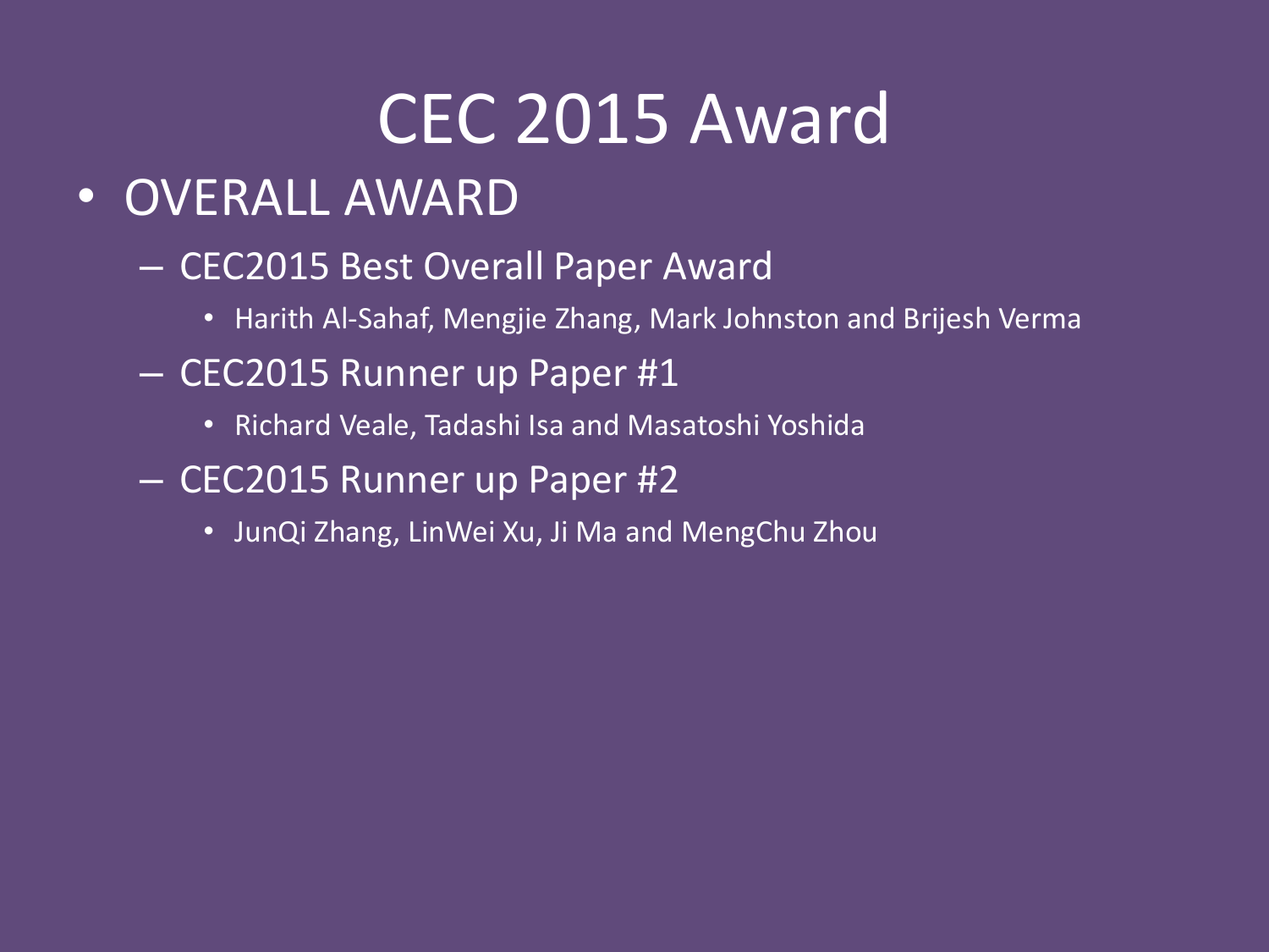# CEC 2015 Award

- OVERALL AWARD
  - CEC2015 Best Overall Paper Award
    - Harith Al-Sahaf, Mengjie Zhang, Mark Johnston and Brijesh Verma
  - CEC2015 Runner up Paper #1
    - Richard Veale, Tadashi Isa and Masatoshi Yoshida
  - CEC2015 Runner up Paper #2
    - JunQi Zhang, LinWei Xu, Ji Ma and MengChu Zhou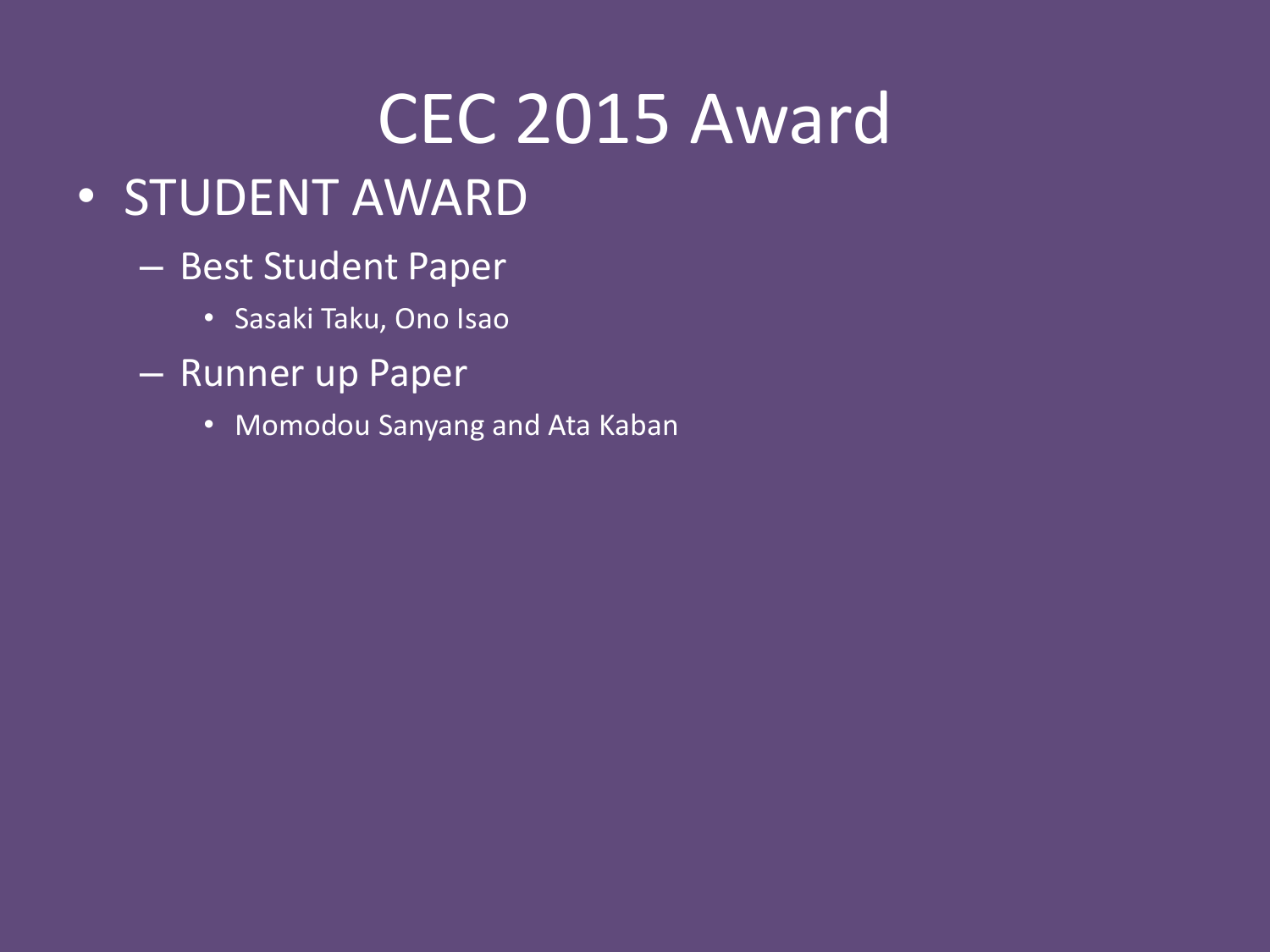# CEC 2015 Award

- STUDENT AWARD
  - Best Student Paper
    - Sasaki Taku, Ono Isao
  - Runner up Paper
    - Momodou Sanyang and Ata Kaban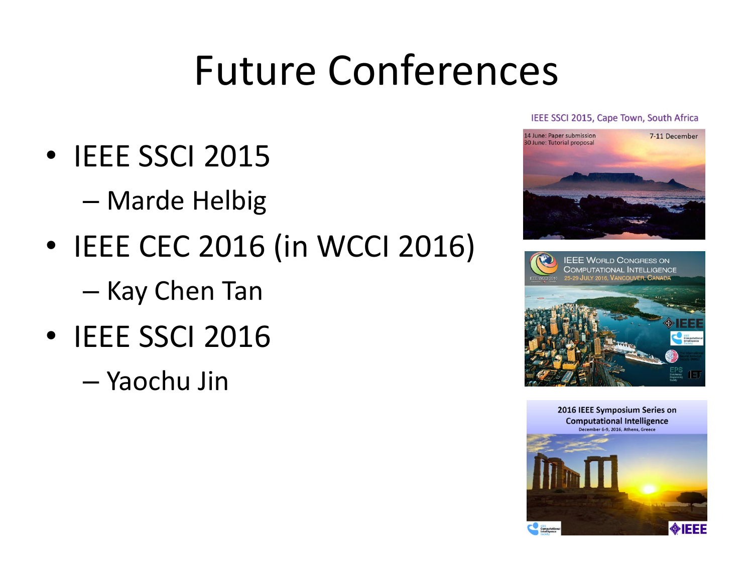# Future Conferences

- IEEE SSCI 2015
  - Marde Helbig
- IEEE CEC 2016 (in WCCI 2016)
  - Kay Chen Tan
- IEEE SSCI 2016
  - Yaochu Jin

IEEE SSCI 2015, Cape Town, South Africa

14 June: Paper submission
30 June: Tutorial proposal
7-11 December

IEEE World Congress on Computational Intelligence
25-29 July 2016, Vancouver, Canada

2016 IEEE Symposium Series on Computational Intelligence
December 6-9, 2016, Athens, Greece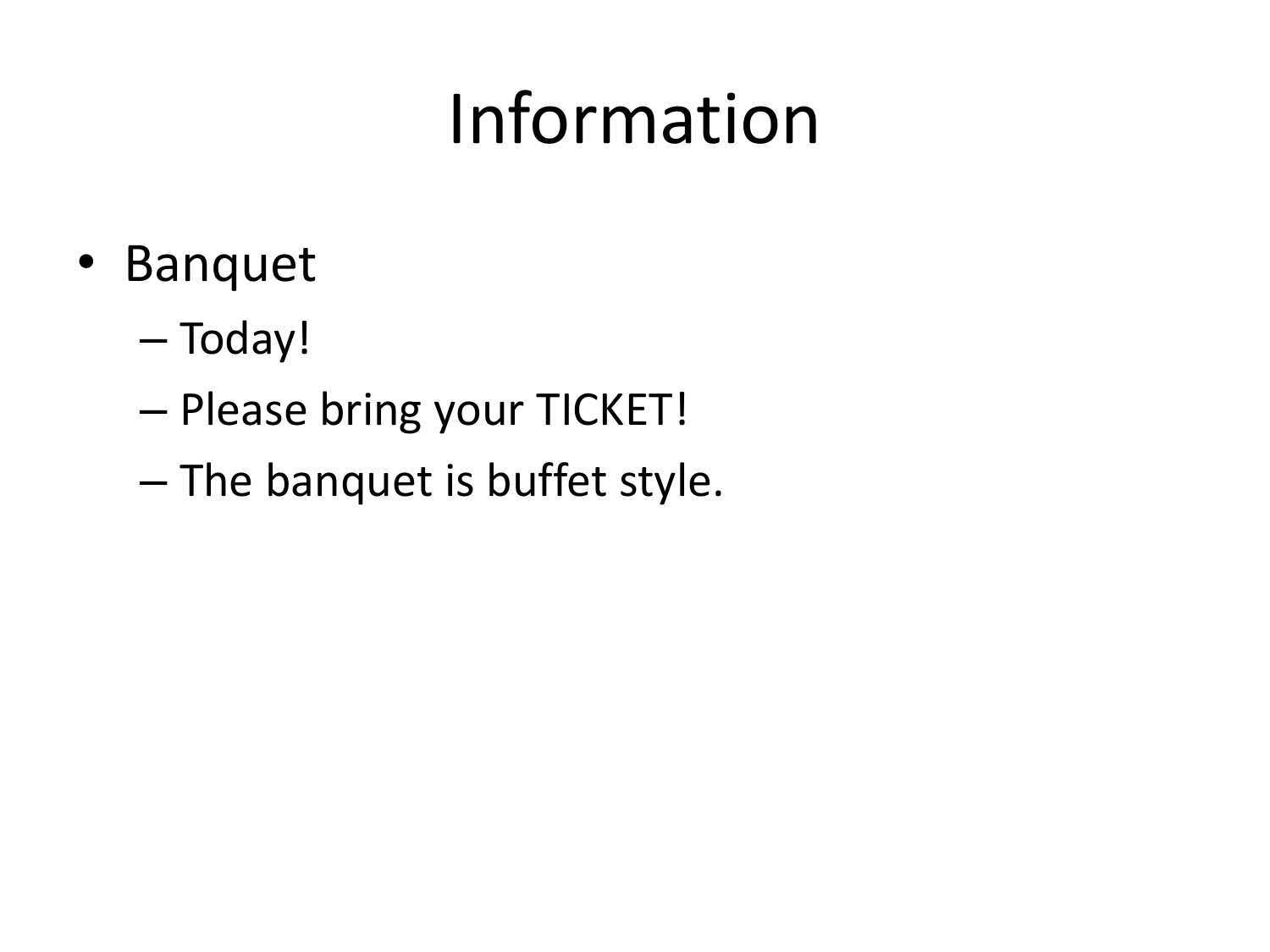# Information

- Banquet
  - Today!
  - Please bring your TICKET!
  - The banquet is buffet style.